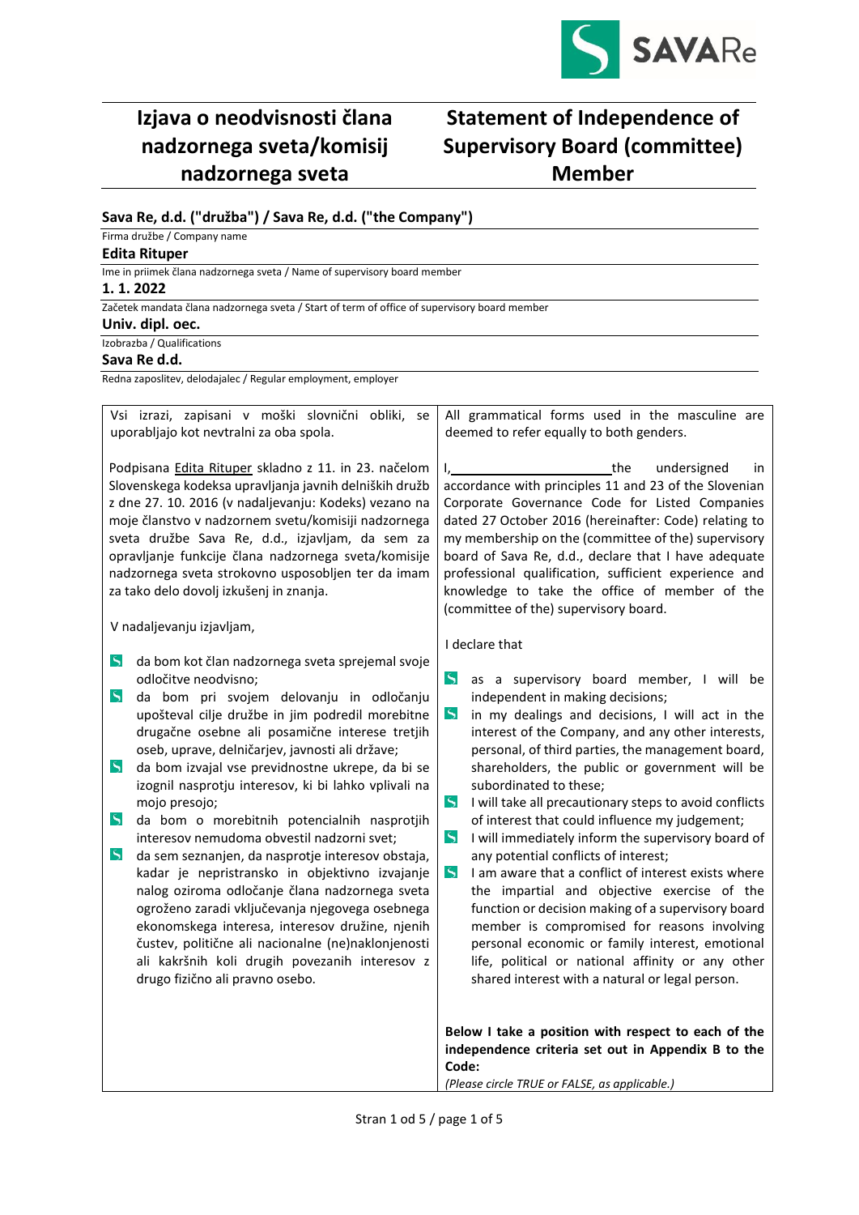# Izjava o neodvisnosti člana nadzornega sveta/komisij nadzornega sveta

# Statement of Independence of Supervisory Board (committee) Member

**Sava Re, d.d. ("družba") / Sava Re, d.d. ("the Company")**

Firma družbe / Company name

**Edita Rituper**

Ime in priimek člana nadzornega sveta / Name of supervisory board member

**1. 1. 2022**

Začetek mandata člana nadzornega sveta / Start of term of office of supervisory board member

**Univ. dipl. oec.**

Izobrazba / Qualifications

**Sava Re d.d.**

Redna zaposlitev, delodajalec / Regular employment, employer

| | |
|---|---|
| Vsi izrazi, zapisani v moški slovnični obliki, se uporabljajo kot nevtralni za oba spola. | All grammatical forms used in the masculine are deemed to refer equally to both genders. |
| Podpisana Edita Rituper skladno z 11. in 23. načelom Slovenskega kodeksa upravljanja javnih delniških družb z dne 27. 10. 2016 (v nadaljevanju: Kodeks) vezano na moje članstvo v nadzornem svetu/komisiji nadzornega sveta družbe Sava Re, d.d., izjavljam, da sem za opravljanje funkcije člana nadzornega sveta/komisije nadzornega sveta strokovno usposobljen ter da imam za tako delo dovolj izkušenj in znanja. | I, ______________________ the undersigned in accordance with principles 11 and 23 of the Slovenian Corporate Governance Code for Listed Companies dated 27 October 2016 (hereinafter: Code) relating to my membership on the (committee of the) supervisory board of Sava Re, d.d., declare that I have adequate professional qualification, sufficient experience and knowledge to take the office of member of the (committee of the) supervisory board. |
| V nadaljevanju izjavljam, | I declare that |
| - da bom kot član nadzornega sveta sprejemal svoje odločitve neodvisno;<br>- da bom pri svojem delovanju in odločanju upošteval cilje družbe in jim podredil morebitne drugačne osebne ali posamične interese tretjih oseb, uprave, delničarjev, javnosti ali države;<br>- da bom izvajal vse previdnostne ukrepe, da bi se izognil nasprotju interesov, ki bi lahko vplivali na mojo presojo;<br>- da bom o morebitnih potencialnih nasprotjih interesov nemudoma obvestil nadzorni svet;<br>- da sem seznanjen, da nasprotje interesov obstaja, kadar je nepristransko in objektivno izvajanje nalog oziroma odločanje člana nadzornega sveta ogroženo zaradi vključevanja njegovega osebnega ekonomskega interesa, interesov družine, njenih čustev, politične ali nacionalne (ne)naklonjenosti ali kakršnih koli drugih povezanih interesov z drugo fizično ali pravno osebo. | - as a supervisory board member, I will be independent in making decisions;<br>- in my dealings and decisions, I will act in the interest of the Company, and any other interests, personal, of third parties, the management board, shareholders, the public or government will be subordinated to these;<br>- I will take all precautionary steps to avoid conflicts of interest that could influence my judgement;<br>- I will immediately inform the supervisory board of any potential conflicts of interest;<br>- I am aware that a conflict of interest exists where the impartial and objective exercise of the function or decision making of a supervisory board member is compromised for reasons involving personal economic or family interest, emotional life, political or national affinity or any other shared interest with a natural or legal person. |
| | **Below I take a position with respect to each of the independence criteria set out in Appendix B to the Code:**<br>*(Please circle TRUE or FALSE, as applicable.)* |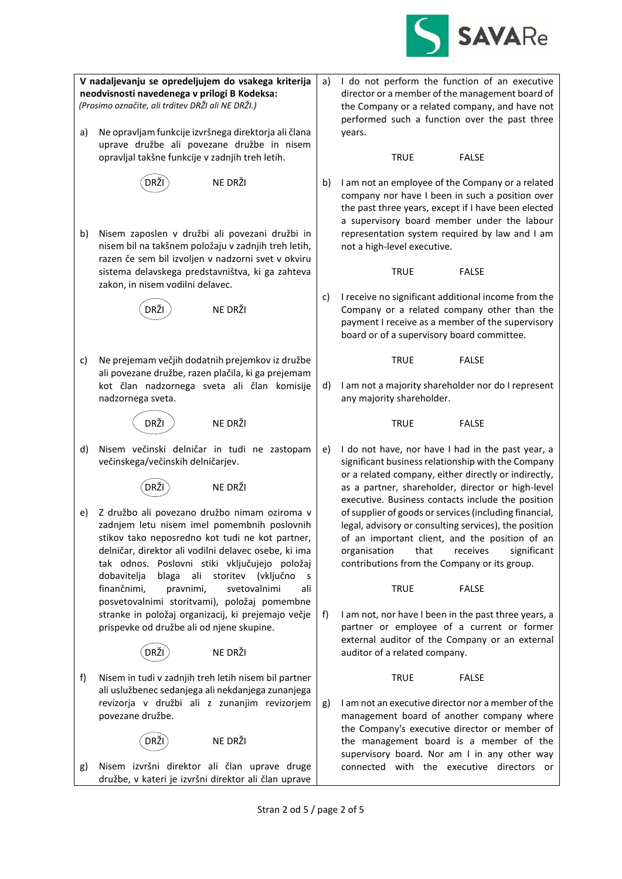**V nadaljevanju se opredeljujem do vsakega kriterija neodvisnosti navedenega v prilogi B Kodeksa:**
*(Prosimo označite, ali trditev DRŽI ali NE DRŽI.)*

a) Ne opravljam funkcije izvršnega direktorja ali člana uprave družbe ali povezane družbe in nisem opravljal takšne funkcije v zadnjih treh letih.

(DRŽI) NE DRŽI

b) Nisem zaposlen v družbi ali povezani družbi in nisem bil na takšnem položaju v zadnjih treh letih, razen če sem bil izvoljen v nadzorni svet v okviru sistema delavskega predstavništva, ki ga zahteva zakon, in nisem vodilni delavec.

(DRŽI) NE DRŽI

c) Ne prejemam večjih dodatnih prejemkov iz družbe ali povezane družbe, razen plačila, ki ga prejemam kot član nadzornega sveta ali član komisije nadzornega sveta.

(DRŽI) NE DRŽI

d) Nisem večinski delničar in tudi ne zastopam večinskega/večinskih delničarjev.

(DRŽI) NE DRŽI

e) Z družbo ali povezano družbo nimam oziroma v zadnjem letu nisem imel pomembnih poslovnih stikov tako neposredno kot tudi ne kot partner, delničar, direktor ali vodilni delavec osebe, ki ima tak odnos. Poslovni stiki vključujejo položaj dobavitelja blaga ali storitev (vključno s finančnimi, pravnimi, svetovalnimi ali posvetovalnimi storitvami), položaj pomembne stranke in položaj organizacij, ki prejemajo večje prispevke od družbe ali od njene skupine.

(DRŽI) NE DRŽI

f) Nisem in tudi v zadnjih treh letih nisem bil partner ali uslužbenec sedanjega ali nekdanjega zunanjega revizorja v družbi ali z zunanjim revizorjem povezane družbe.

(DRŽI) NE DRŽI

g) Nisem izvršni direktor ali član uprave druge družbe, v kateri je izvršni direktor ali član uprave

a) I do not perform the function of an executive director or a member of the management board of the Company or a related company, and have not performed such a function over the past three years.

TRUE FALSE

b) I am not an employee of the Company or a related company nor have I been in such a position over the past three years, except if I have been elected a supervisory board member under the labour representation system required by law and I am not a high-level executive.

TRUE FALSE

c) I receive no significant additional income from the Company or a related company other than the payment I receive as a member of the supervisory board or of a supervisory board committee.

TRUE FALSE

d) I am not a majority shareholder nor do I represent any majority shareholder.

TRUE FALSE

e) I do not have, nor have I had in the past year, a significant business relationship with the Company or a related company, either directly or indirectly, as a partner, shareholder, director or high-level executive. Business contacts include the position of supplier of goods or services (including financial, legal, advisory or consulting services), the position of an important client, and the position of an organisation that receives significant contributions from the Company or its group.

TRUE FALSE

f) I am not, nor have I been in the past three years, a partner or employee of a current or former external auditor of the Company or an external auditor of a related company.

TRUE FALSE

g) I am not an executive director nor a member of the management board of another company where the Company's executive director or member of the management board is a member of the supervisory board. Nor am I in any other way connected with the executive directors or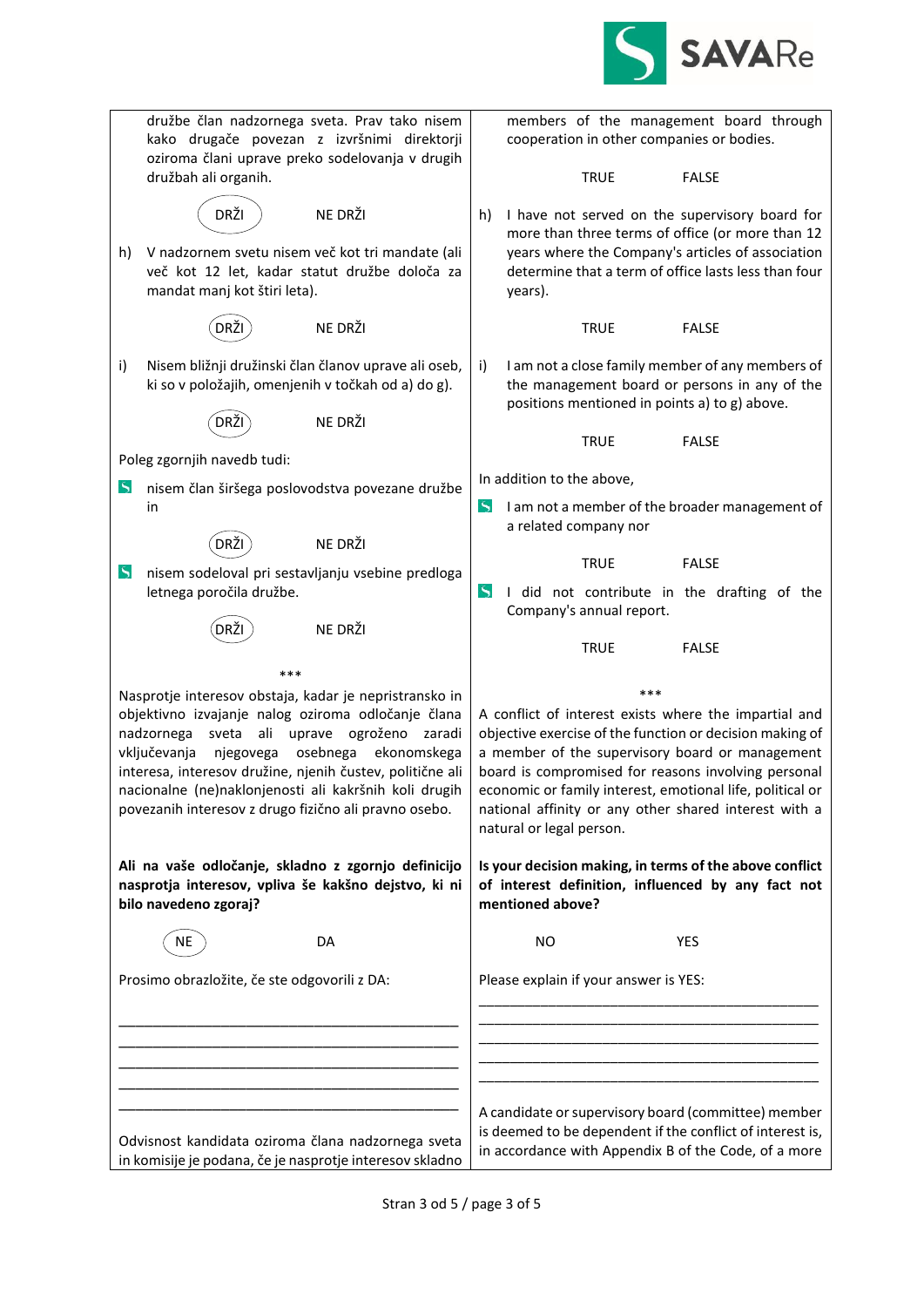| | |
|---|---|
| družbe član nadzornega sveta. Prav tako nisem kako drugače povezan z izvršnimi direktorji oziroma člani uprave preko sodelovanja v drugih družbah ali organih. | members of the management board through cooperation in other companies or bodies. |
| (DRŽI) NE DRŽI | TRUE FALSE |
| h) V nadzornem svetu nisem več kot tri mandate (ali več kot 12 let, kadar statut družbe določa za mandat manj kot štiri leta). | h) I have not served on the supervisory board for more than three terms of office (or more than 12 years where the Company's articles of association determine that a term of office lasts less than four years). |
| (DRŽI) NE DRŽI | TRUE FALSE |
| i) Nisem bližnji družinski član članov uprave ali oseb, ki so v položajih, omenjenih v točkah od a) do g). | i) I am not a close family member of any members of the management board or persons in any of the positions mentioned in points a) to g) above. |
| (DRŽI) NE DRŽI | TRUE FALSE |
| Poleg zgornjih navedb tudi: | In addition to the above, |
| - nisem član širšega poslovodstva povezane družbe in | - I am not a member of the broader management of a related company nor |
| (DRŽI) NE DRŽI | TRUE FALSE |
| - nisem sodeloval pri sestavljanju vsebine predloga letnega poročila družbe. | - I did not contribute in the drafting of the Company's annual report. |
| (DRŽI) NE DRŽI | TRUE FALSE |
| *** | *** |
| Nasprotje interesov obstaja, kadar je nepristransko in objektivno izvajanje nalog oziroma odločanje člana nadzornega sveta ali uprave ogroženo zaradi vključevanja njegovega osebnega ekonomskega interesa, interesov družine, njenih čustev, politične ali nacionalne (ne)naklonjenosti ali kakršnih koli drugih povezanih interesov z drugo fizično ali pravno osebo. | A conflict of interest exists where the impartial and objective exercise of the function or decision making of a member of the supervisory board or management board is compromised for reasons involving personal economic or family interest, emotional life, political or national affinity or any other shared interest with a natural or legal person. |
| **Ali na vaše odločanje, skladno z zgornjo definicijo nasprotja interesov, vpliva še kakšno dejstvo, ki ni bilo navedeno zgoraj?** | **Is your decision making, in terms of the above conflict of interest definition, influenced by any fact not mentioned above?** |
| (NE) DA | NO YES |
| Prosimo obrazložite, če ste odgovorili z DA: | Please explain if your answer is YES: |
| \_\_\_\_\_\_\_\_\_\_\_\_\_\_\_\_\_\_\_\_\_\_\_\_\_\_\_\_\_\_\_\_\_\_\_\_\_\_\_\_ | \_\_\_\_\_\_\_\_\_\_\_\_\_\_\_\_\_\_\_\_\_\_\_\_\_\_\_\_\_\_\_\_\_\_\_\_\_\_\_\_ |
| Odvisnost kandidata oziroma člana nadzornega sveta in komisije je podana, če je nasprotje interesov skladno | A candidate or supervisory board (committee) member is deemed to be dependent if the conflict of interest is, in accordance with Appendix B of the Code, of a more |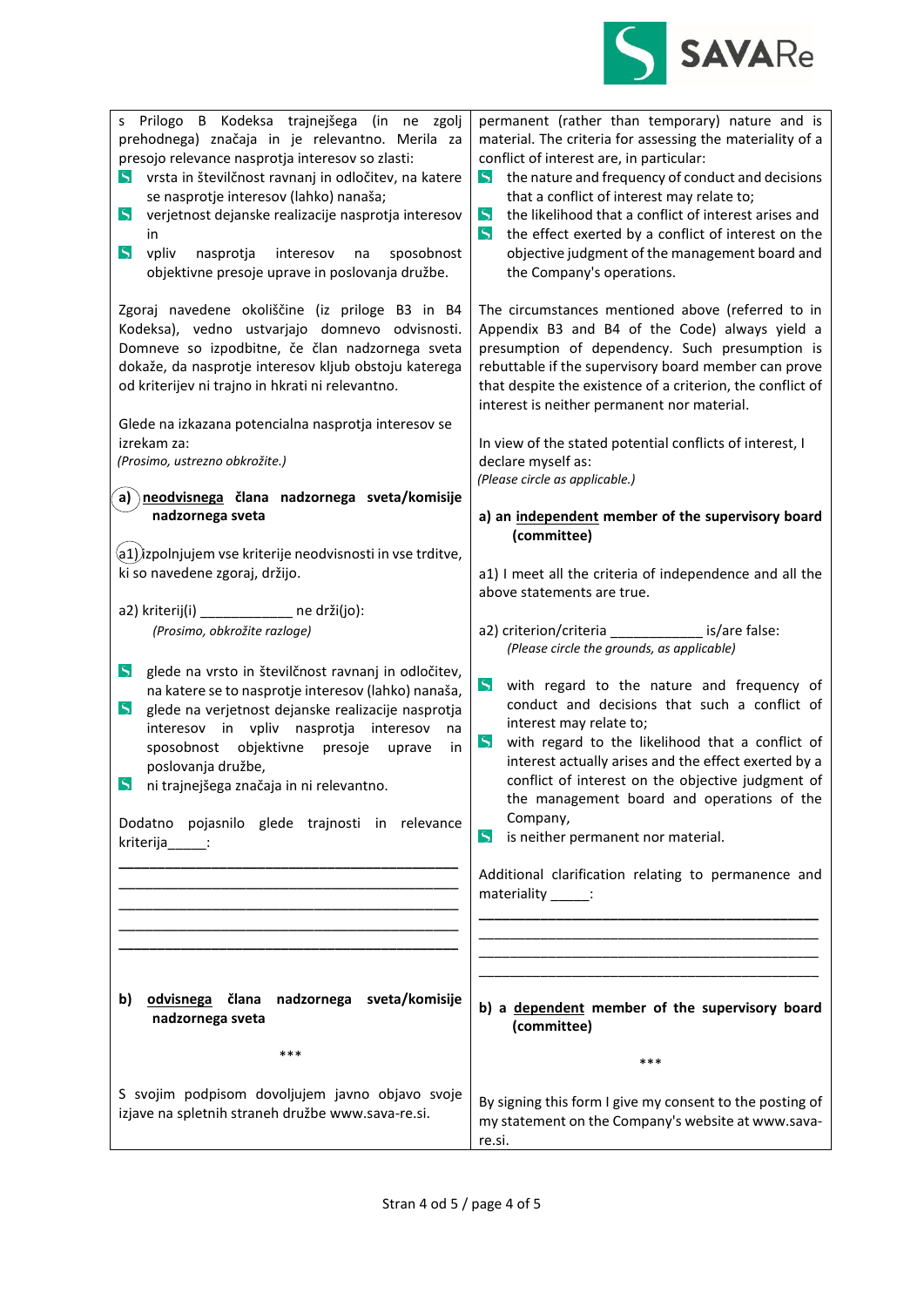| | |
|---|---|
| s Prilogo B Kodeksa trajnejšega (in ne zgolj prehodnega) značaja in je relevantno. Merila za presojo relevance nasprotja interesov so zlasti:<br>- vrsta in številčnost ravnanj in odločitev, na katere se nasprotje interesov (lahko) nanaša;<br>- verjetnost dejanske realizacije nasprotja interesov in<br>- vpliv nasprotja interesov na sposobnost objektivne presoje uprave in poslovanja družbe. | permanent (rather than temporary) nature and is material. The criteria for assessing the materiality of a conflict of interest are, in particular:<br>- the nature and frequency of conduct and decisions that a conflict of interest may relate to;<br>- the likelihood that a conflict of interest arises and<br>- the effect exerted by a conflict of interest on the objective judgment of the management board and the Company's operations. |
| Zgoraj navedene okoliščine (iz priloge B3 in B4 Kodeksa), vedno ustvarjajo domnevo odvisnosti. Domneve so izpodbitne, če član nadzornega sveta dokaže, da nasprotje interesov kljub obstoju katerega od kriterijev ni trajno in hkrati ni relevantno. | The circumstances mentioned above (referred to in Appendix B3 and B4 of the Code) always yield a presumption of dependency. Such presumption is rebuttable if the supervisory board member can prove that despite the existence of a criterion, the conflict of interest is neither permanent nor material. |
| Glede na izkazana potencialna nasprotja interesov se izrekam za:<br>*(Prosimo, ustrezno obkrožite.)* | In view of the stated potential conflicts of interest, I declare myself as:<br>*(Please circle as applicable.)* |
| **a) <u>neodvisnega</u> člana nadzornega sveta/komisije nadzornega sveta** | **a) an <u>independent</u> member of the supervisory board (committee)** |
| a1) izpolnjujem vse kriterije neodvisnosti in vse trditve, ki so navedene zgoraj, držijo. | a1) I meet all the criteria of independence and all the above statements are true. |
| a2) kriterij(i) ____________ ne drži(jo):<br>*(Prosimo, obkrožite razloge)* | a2) criterion/criteria ____________ is/are false:<br>*(Please circle the grounds, as applicable)* |
| - glede na vrsto in številčnost ravnanj in odločitev, na katere se to nasprotje interesov (lahko) nanaša,<br>- glede na verjetnost dejanske realizacije nasprotja interesov in vpliv nasprotja interesov na sposobnost objektivne presoje uprave in poslovanja družbe,<br>- ni trajnejšega značaja in ni relevantno. | - with regard to the nature and frequency of conduct and decisions that such a conflict of interest may relate to;<br>- with regard to the likelihood that a conflict of interest actually arises and the effect exerted by a conflict of interest on the objective judgment of the management board and operations of the Company,<br>- is neither permanent nor material. |
| Dodatno pojasnilo glede trajnosti in relevance kriterija_____:<br>______________________________________________<br>______________________________________________<br>______________________________________________<br>______________________________________________<br>______________________________________________ | Additional clarification relating to permanence and materiality _____:<br>______________________________________________<br>______________________________________________<br>______________________________________________<br>______________________________________________ |
| **b) <u>odvisnega</u> člana nadzornega sveta/komisije nadzornega sveta** | **b) a <u>dependent</u> member of the supervisory board (committee)** |
| *** | *** |
| S svojim podpisom dovoljujem javno objavo svoje izjave na spletnih straneh družbe www.sava-re.si. | By signing this form I give my consent to the posting of my statement on the Company's website at www.sava-re.si. |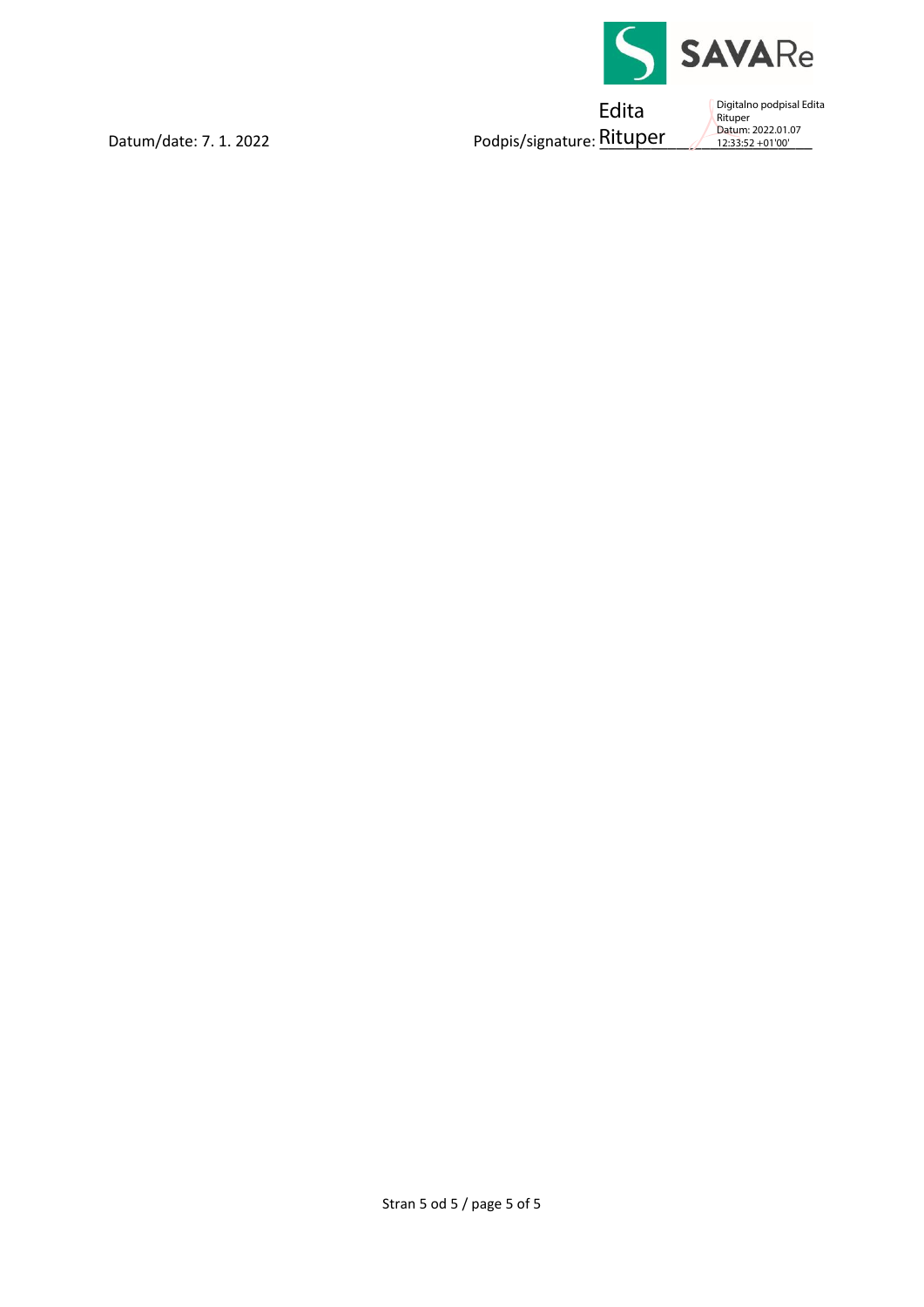Datum/date: 7. 1. 2022

Podpis/signature: Edita Rituper

Digitalno podpisal Edita Rituper
Datum: 2022.01.07 12:33:52 +01'00'